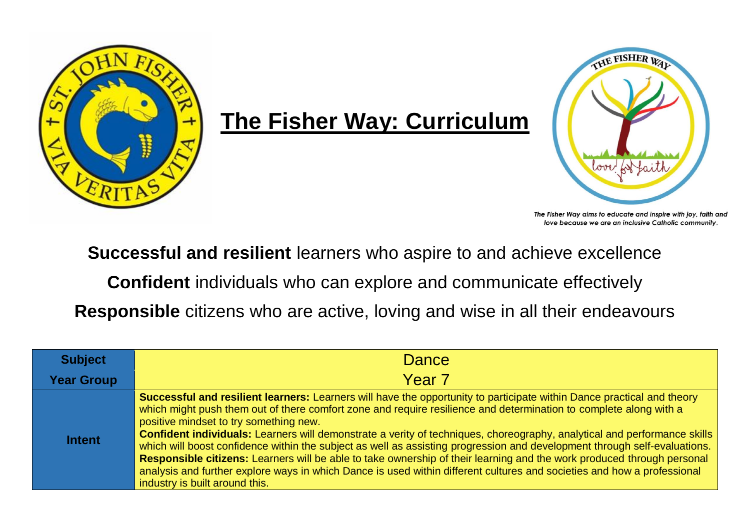# The Fisher Way: Curriculum

*The Fisher Way aims to educate and inspire with joy, faith and love because we are an inclusive Catholic community.*

**Successful and resilient** learners who aspire to and achieve excellence

**Confident** individuals who can explore and communicate effectively

**Responsible** citizens who are active, loving and wise in all their endeavours

| **Subject** | Dance |
|---|---|
| **Year Group** | Year 7 |
| **Intent** | **Successful and resilient learners:** Learners will have the opportunity to participate within Dance practical and theory which might push them out of there comfort zone and require resilience and determination to complete along with a positive mindset to try something new. **Confident individuals:** Learners will demonstrate a verity of techniques, choreography, analytical and performance skills which will boost confidence within the subject as well as assisting progression and development through self-evaluations. **Responsible citizens:** Learners will be able to take ownership of their learning and the work produced through personal analysis and further explore ways in which Dance is used within different cultures and societies and how a professional industry is built around this. |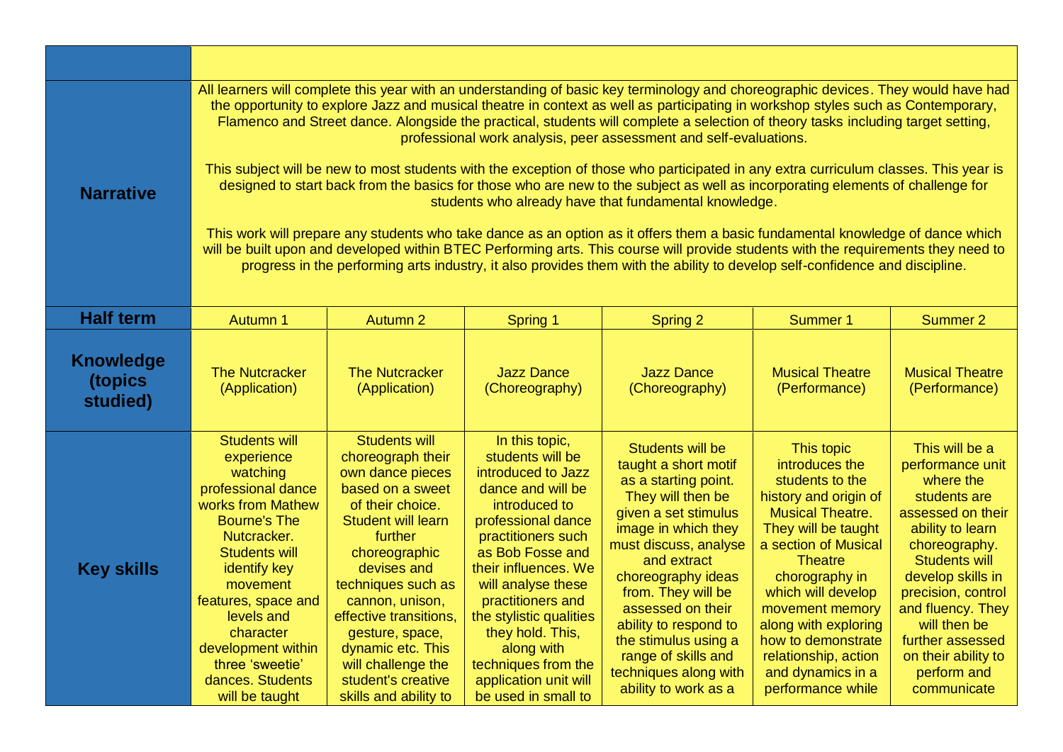| | | | | | | |
|---|---|---|---|---|---|---|
| **Narrative** | All learners will complete this year with an understanding of basic key terminology and choreographic devices. They would have had the opportunity to explore Jazz and musical theatre in context as well as participating in workshop styles such as Contemporary, Flamenco and Street dance. Alongside the practical, students will complete a selection of theory tasks including target setting, professional work analysis, peer assessment and self-evaluations.<br><br>This subject will be new to most students with the exception of those who participated in any extra curriculum classes. This year is designed to start back from the basics for those who are new to the subject as well as incorporating elements of challenge for students who already have that fundamental knowledge.<br><br>This work will prepare any students who take dance as an option as it offers them a basic fundamental knowledge of dance which will be built upon and developed within BTEC Performing arts. This course will provide students with the requirements they need to progress in the performing arts industry, it also provides them with the ability to develop self-confidence and discipline. | | | | | |
| **Half term** | Autumn 1 | Autumn 2 | Spring 1 | Spring 2 | Summer 1 | Summer 2 |
| **Knowledge (topics studied)** | The Nutcracker (Application) | The Nutcracker (Application) | Jazz Dance (Choreography) | Jazz Dance (Choreography) | Musical Theatre (Performance) | Musical Theatre (Performance) |
| **Key skills** | Students will experience watching professional dance works from Mathew Bourne's The Nutcracker. Students will identify key movement features, space and levels and character development within three 'sweetie' dances. Students will be taught | Students will choreograph their own dance pieces based on a sweet of their choice. Student will learn further choreographic devises and techniques such as cannon, unison, effective transitions, gesture, space, dynamic etc. This will challenge the student's creative skills and ability to | In this topic, students will be introduced to Jazz dance and will be introduced to professional dance practitioners such as Bob Fosse and their influences. We will analyse these practitioners and the stylistic qualities they hold. This, along with techniques from the application unit will be used in small to | Students will be taught a short motif as a starting point. They will then be given a set stimulus image in which they must discuss, analyse and extract choreography ideas from. They will be assessed on their ability to respond to the stimulus using a range of skills and techniques along with ability to work as a | This topic introduces the students to the history and origin of Musical Theatre. They will be taught a section of Musical Theatre chorography in which will develop movement memory along with exploring how to demonstrate relationship, action and dynamics in a performance while | This will be a performance unit where the students are assessed on their ability to learn choreography. Students will develop skills in precision, control and fluency. They will then be further assessed on their ability to perform and communicate |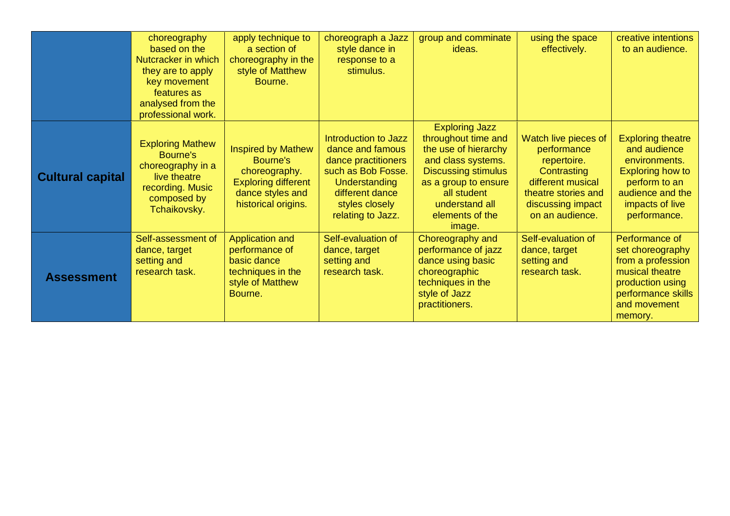| | | | | | | |
|---|---|---|---|---|---|---|
| | choreography based on the Nutcracker in which they are to apply key movement features as analysed from the professional work. | apply technique to a section of choreography in the style of Matthew Bourne. | choreograph a Jazz style dance in response to a stimulus. | group and comminate ideas. | using the space effectively. | creative intentions to an audience. |
| **Cultural capital** | Exploring Mathew Bourne's choreography in a live theatre recording. Music composed by Tchaikovsky. | Inspired by Mathew Bourne's choreography. Exploring different dance styles and historical origins. | Introduction to Jazz dance and famous dance practitioners such as Bob Fosse. Understanding different dance styles closely relating to Jazz. | Exploring Jazz throughout time and the use of hierarchy and class systems. Discussing stimulus as a group to ensure all student understand all elements of the image. | Watch live pieces of performance repertoire. Contrasting different musical theatre stories and discussing impact on an audience. | Exploring theatre and audience environments. Exploring how to perform to an audience and the impacts of live performance. |
| **Assessment** | Self-assessment of dance, target setting and research task. | Application and performance of basic dance techniques in the style of Matthew Bourne. | Self-evaluation of dance, target setting and research task. | Choreography and performance of jazz dance using basic choreographic techniques in the style of Jazz practitioners. | Self-evaluation of dance, target setting and research task. | Performance of set choreography from a profession musical theatre production using performance skills and movement memory. |